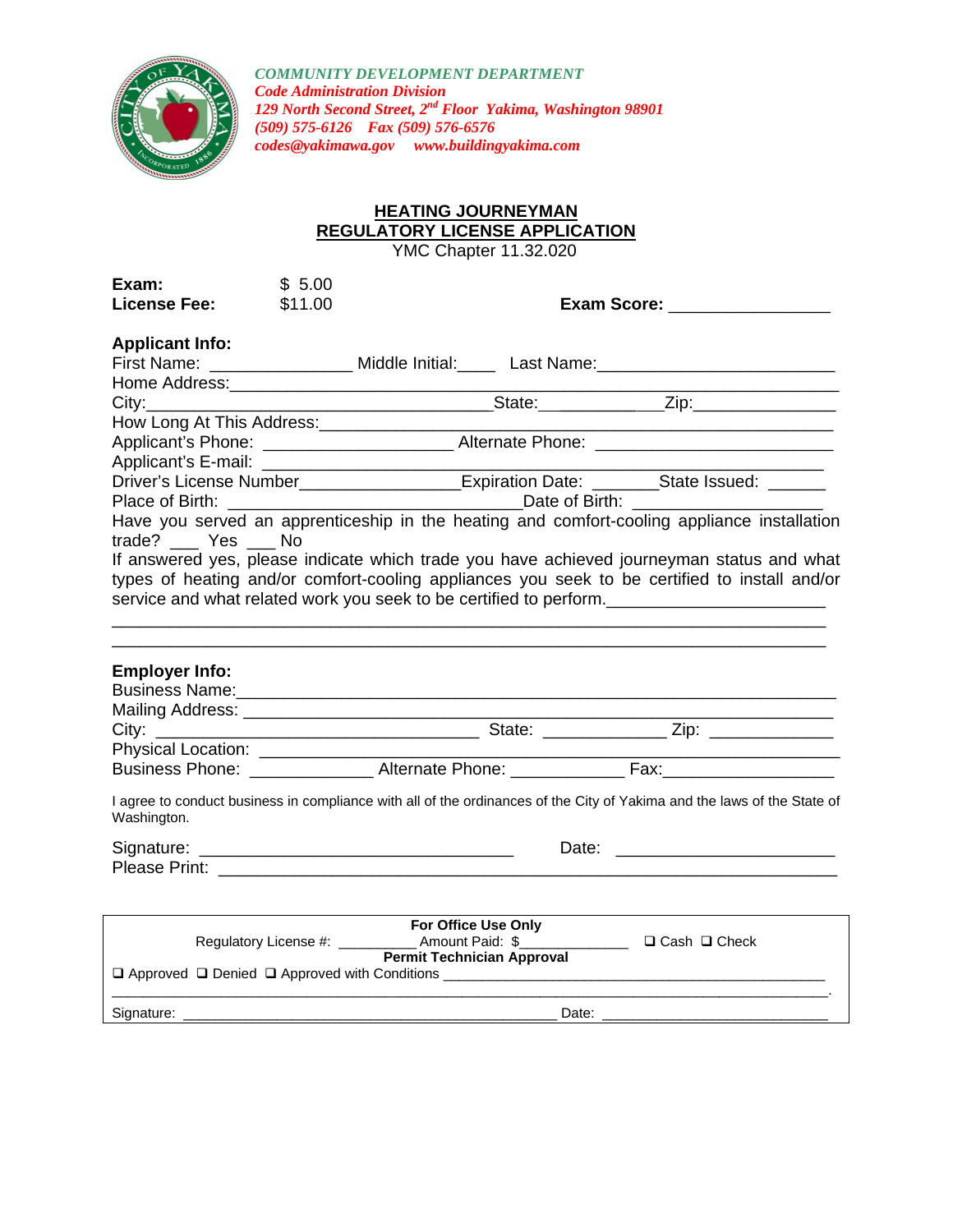*COMMUNITY DEVELOPMENT DEPARTMENT*
*Code Administration Division*
*129 North Second Street, 2nd Floor Yakima, Washington 98901*
*(509) 575-6126 Fax (509) 576-6576*
*codes@yakimawa.gov www.buildingyakima.com*

# HEATING JOURNEYMAN
# REGULATORY LICENSE APPLICATION

YMC Chapter 11.32.020

**Exam:** $ 5.00
**License Fee:** $11.00 **Exam Score:** ________________

**Applicant Info:**

First Name: _______________ Middle Initial:____ Last Name:_________________________
Home Address:_____________________________________________________________
City:___________________________________State:___________Zip:______________
How Long At This Address:____________________________________________________
Applicant's Phone: ____________________ Alternate Phone: _________________________
Applicant's E-mail: __________________________________________________________
Driver's License Number__________________Expiration Date: _______State Issued: ______
Place of Birth: ______________________________Date of Birth: ___________________

Have you served an apprenticeship in the heating and comfort-cooling appliance installation trade? ___ Yes ___ No

If answered yes, please indicate which trade you have achieved journeyman status and what types of heating and/or comfort-cooling appliances you seek to be certified to install and/or service and what related work you seek to be certified to perform.______________________
__________________________________________________________________________
__________________________________________________________________________

**Employer Info:**

Business Name:_____________________________________________________________
Mailing Address: ____________________________________________________________
City: ____________________________________ State: _____________ Zip: _____________
Physical Location: ____________________________________________________________
Business Phone: _____________ Alternate Phone: ____________ Fax:_________________

I agree to conduct business in compliance with all of the ordinances of the City of Yakima and the laws of the State of Washington.

Signature: _________________________________ Date: ______________________
Please Print: _________________________________________________________________

**For Office Use Only**

Regulatory License #: __________ Amount Paid: $______________ ❑ Cash ❑ Check

**Permit Technician Approval**

❑ Approved ❑ Denied ❑ Approved with Conditions ______________________________________________
__________________________________________________________________________________.

Signature: ________________________________________________ Date: ____________________________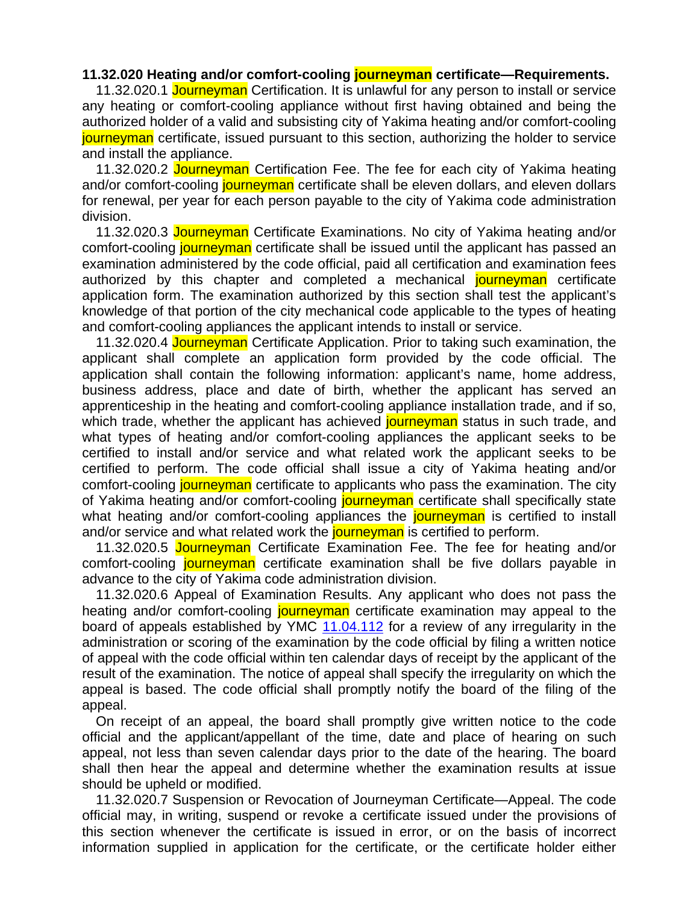**11.32.020 Heating and/or comfort-cooling journeyman certificate—Requirements.**

11.32.020.1 Journeyman Certification. It is unlawful for any person to install or service any heating or comfort-cooling appliance without first having obtained and being the authorized holder of a valid and subsisting city of Yakima heating and/or comfort-cooling journeyman certificate, issued pursuant to this section, authorizing the holder to service and install the appliance.

11.32.020.2 Journeyman Certification Fee. The fee for each city of Yakima heating and/or comfort-cooling journeyman certificate shall be eleven dollars, and eleven dollars for renewal, per year for each person payable to the city of Yakima code administration division.

11.32.020.3 Journeyman Certificate Examinations. No city of Yakima heating and/or comfort-cooling journeyman certificate shall be issued until the applicant has passed an examination administered by the code official, paid all certification and examination fees authorized by this chapter and completed a mechanical journeyman certificate application form. The examination authorized by this section shall test the applicant's knowledge of that portion of the city mechanical code applicable to the types of heating and comfort-cooling appliances the applicant intends to install or service.

11.32.020.4 Journeyman Certificate Application. Prior to taking such examination, the applicant shall complete an application form provided by the code official. The application shall contain the following information: applicant's name, home address, business address, place and date of birth, whether the applicant has served an apprenticeship in the heating and comfort-cooling appliance installation trade, and if so, which trade, whether the applicant has achieved journeyman status in such trade, and what types of heating and/or comfort-cooling appliances the applicant seeks to be certified to install and/or service and what related work the applicant seeks to be certified to perform. The code official shall issue a city of Yakima heating and/or comfort-cooling journeyman certificate to applicants who pass the examination. The city of Yakima heating and/or comfort-cooling journeyman certificate shall specifically state what heating and/or comfort-cooling appliances the journeyman is certified to install and/or service and what related work the journeyman is certified to perform.

11.32.020.5 Journeyman Certificate Examination Fee. The fee for heating and/or comfort-cooling journeyman certificate examination shall be five dollars payable in advance to the city of Yakima code administration division.

11.32.020.6 Appeal of Examination Results. Any applicant who does not pass the heating and/or comfort-cooling journeyman certificate examination may appeal to the board of appeals established by YMC 11.04.112 for a review of any irregularity in the administration or scoring of the examination by the code official by filing a written notice of appeal with the code official within ten calendar days of receipt by the applicant of the result of the examination. The notice of appeal shall specify the irregularity on which the appeal is based. The code official shall promptly notify the board of the filing of the appeal.

On receipt of an appeal, the board shall promptly give written notice to the code official and the applicant/appellant of the time, date and place of hearing on such appeal, not less than seven calendar days prior to the date of the hearing. The board shall then hear the appeal and determine whether the examination results at issue should be upheld or modified.

11.32.020.7 Suspension or Revocation of Journeyman Certificate—Appeal. The code official may, in writing, suspend or revoke a certificate issued under the provisions of this section whenever the certificate is issued in error, or on the basis of incorrect information supplied in application for the certificate, or the certificate holder either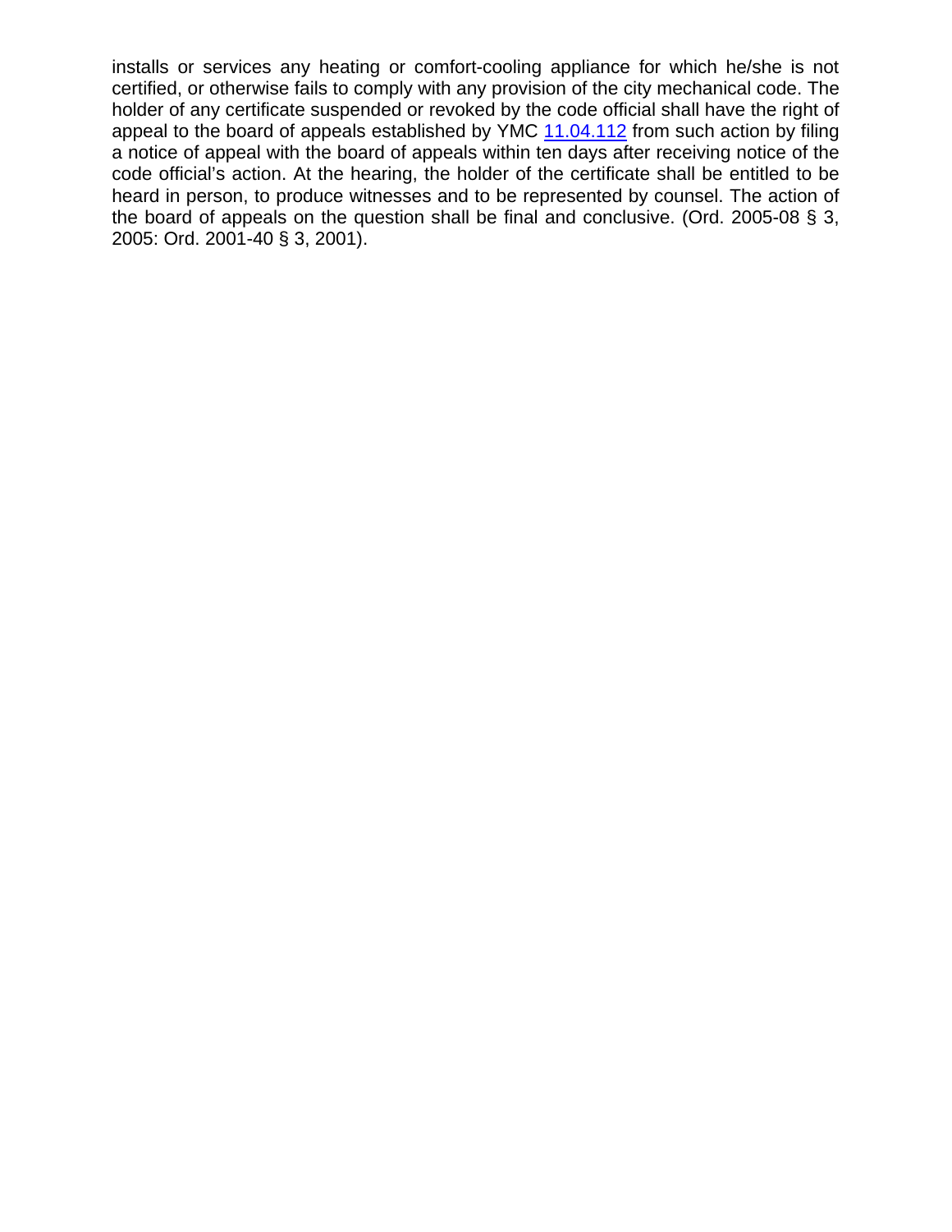installs or services any heating or comfort-cooling appliance for which he/she is not certified, or otherwise fails to comply with any provision of the city mechanical code. The holder of any certificate suspended or revoked by the code official shall have the right of appeal to the board of appeals established by YMC 11.04.112 from such action by filing a notice of appeal with the board of appeals within ten days after receiving notice of the code official's action. At the hearing, the holder of the certificate shall be entitled to be heard in person, to produce witnesses and to be represented by counsel. The action of the board of appeals on the question shall be final and conclusive. (Ord. 2005-08 § 3, 2005: Ord. 2001-40 § 3, 2001).